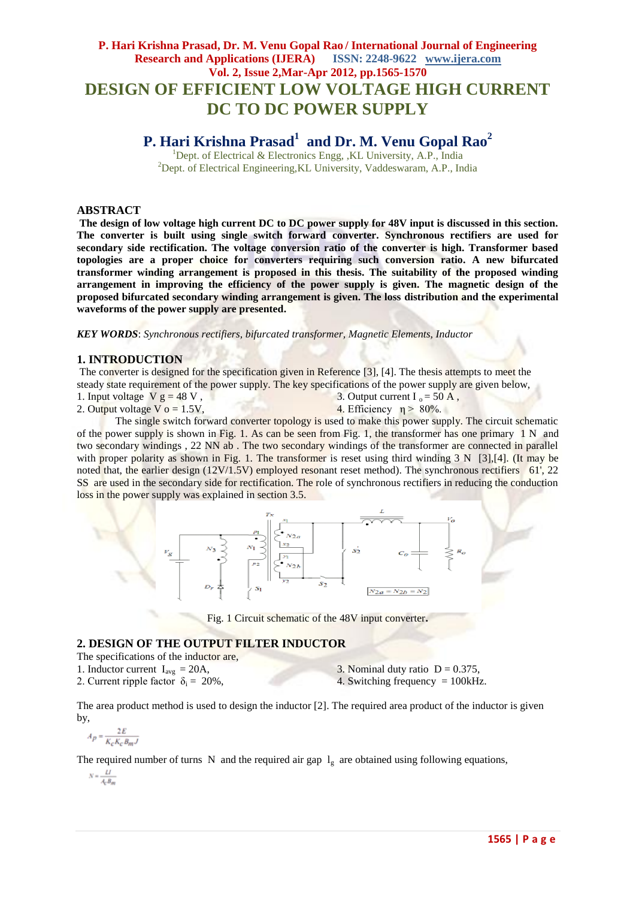# DESIGN OF EFFICIENT LOW VOLTAGE HIGH CURRENT DC TO DC POWER SUPPLY

## P. Hari Krishna Prasad[1] and Dr. M. Venu Gopal Rao[2]

[1]Dept. of Electrical & Electronics Engg, ,KL University, A.P., India
[2]Dept. of Electrical Engineering,KL University, Vaddeswaram, A.P., India

## ABSTRACT

**The design of low voltage high current DC to DC power supply for 48V input is discussed in this section. The converter is built using single switch forward converter. Synchronous rectifiers are used for secondary side rectification. The voltage conversion ratio of the converter is high. Transformer based topologies are a proper choice for converters requiring such conversion ratio. A new bifurcated transformer winding arrangement is proposed in this thesis. The suitability of the proposed winding arrangement in improving the efficiency of the power supply is given. The magnetic design of the proposed bifurcated secondary winding arrangement is given. The loss distribution and the experimental waveforms of the power supply are presented.**

***KEY WORDS***: *Synchronous rectifiers, bifurcated transformer, Magnetic Elements, Inductor*

## 1. INTRODUCTION

The converter is designed for the specification given in Reference [3], [4]. The thesis attempts to meet the steady state requirement of the power supply. The key specifications of the power supply are given below,

1. Input voltage $V_g = 48$ V ,
2. Output voltage $V_o = 1.5$V,
3. Output current $I_o = 50$ A ,
4. Efficiency $\eta > 80\%$.

The single switch forward converter topology is used to make this power supply. The circuit schematic of the power supply is shown in Fig. 1. As can be seen from Fig. 1, the transformer has one primary $N_1$ and two secondary windings , $N_{2a}$, $N_{2b}$ . The two secondary windings of the transformer are connected in parallel with proper polarity as shown in Fig. 1. The transformer is reset using third winding $N_3$ [3],[4]. (It may be noted that, the earlier design (12V/1.5V) employed resonant reset method). The synchronous rectifiers $S_1'$, $S_2'$, $S_2$ are used in the secondary side for rectification. The role of synchronous rectifiers in reducing the conduction loss in the power supply was explained in section 3.5.

Fig. 1 Circuit schematic of the 48V input converter.

## 2. DESIGN OF THE OUTPUT FILTER INDUCTOR

The specifications of the inductor are,

1. Inductor current $I_{avg} = 20$A,
2. Current ripple factor $\delta_i = 20\%$,
3. Nominal duty ratio $D = 0.375$,
4. Switching frequency = 100kHz.

The area product method is used to design the inductor [2]. The required area product of the inductor is given by,

$$A_p = \frac{2E}{K_c K_c B_m J}$$

The required number of turns $N$ and the required air gap $l_g$ are obtained using following equations,

$$N = \frac{LI}{A_c B_m}$$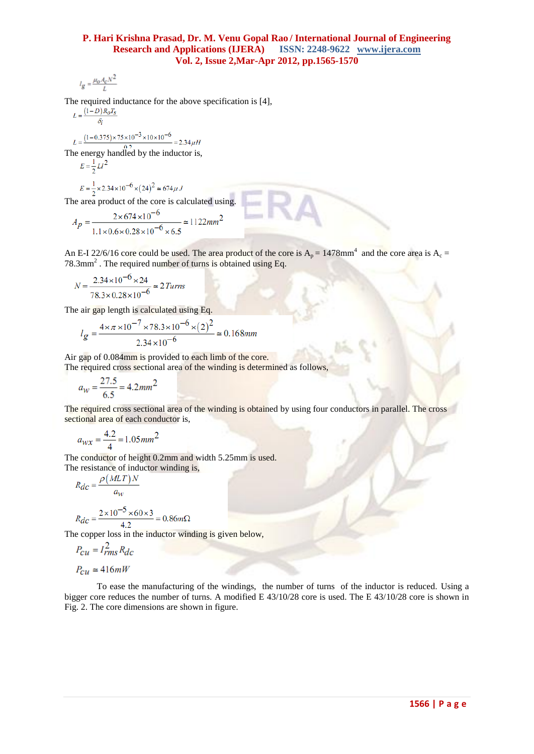$$l_g = \frac{\mu_0 A_c N^2}{L}$$

The required inductance for the above specification is [4],

$$L = \frac{(1-D)R_o T_s}{\delta_i}$$

$$L = \frac{(1-0.375)\times 75\times 10^{-3}\times 10\times 10^{-6}}{0.2} = 2.34\mu H$$

The energy handled by the inductor is,

$$E = \frac{1}{2}LI^2$$

$$E = \frac{1}{2}\times 2.34\times 10^{-6}\times (24)^2 \approx 674\mu J$$

The area product of the core is calculated using.

$$A_p = \frac{2\times 674\times 10^{-6}}{1.1\times 0.6\times 0.28\times 10^{-6}\times 6.5} \approx 1122mm^2$$

An E-I 22/6/16 core could be used. The area product of the core is $A_p$ = 1478mm$^4$ and the core area is $A_c$ = 78.3mm$^2$ . The required number of turns is obtained using Eq.

$$N = \frac{2.34\times 10^{-6}\times 24}{78.3\times 0.28\times 10^{-6}} \approx 2\,Turns$$

The air gap length is calculated using Eq.

$$l_g = \frac{4\times \pi\times 10^{-7}\times 78.3\times 10^{-6}\times (2)^2}{2.34\times 10^{-6}} \approx 0.168mm$$

Air gap of 0.084mm is provided to each limb of the core.
The required cross sectional area of the winding is determined as follows,

$$a_w = \frac{27.5}{6.5} = 4.2mm^2$$

The required cross sectional area of the winding is obtained by using four conductors in parallel. The cross sectional area of each conductor is,

$$a_{wx} = \frac{4.2}{4} = 1.05mm^2$$

The conductor of height 0.2mm and width 5.25mm is used.
The resistance of inductor winding is,

$$R_{dc} = \frac{\rho(MLT)N}{a_w}$$

$$R_{dc} = \frac{2\times 10^{-5}\times 60\times 3}{4.2} = 0.86m\Omega$$

The copper loss in the inductor winding is given below,

$$P_{cu} = I_{rms}^2 R_{dc}$$

$$P_{cu} \approx 416mW$$

To ease the manufacturing of the windings, the number of turns of the inductor is reduced. Using a bigger core reduces the number of turns. A modified E 43/10/28 core is used. The E 43/10/28 core is shown in Fig. 2. The core dimensions are shown in figure.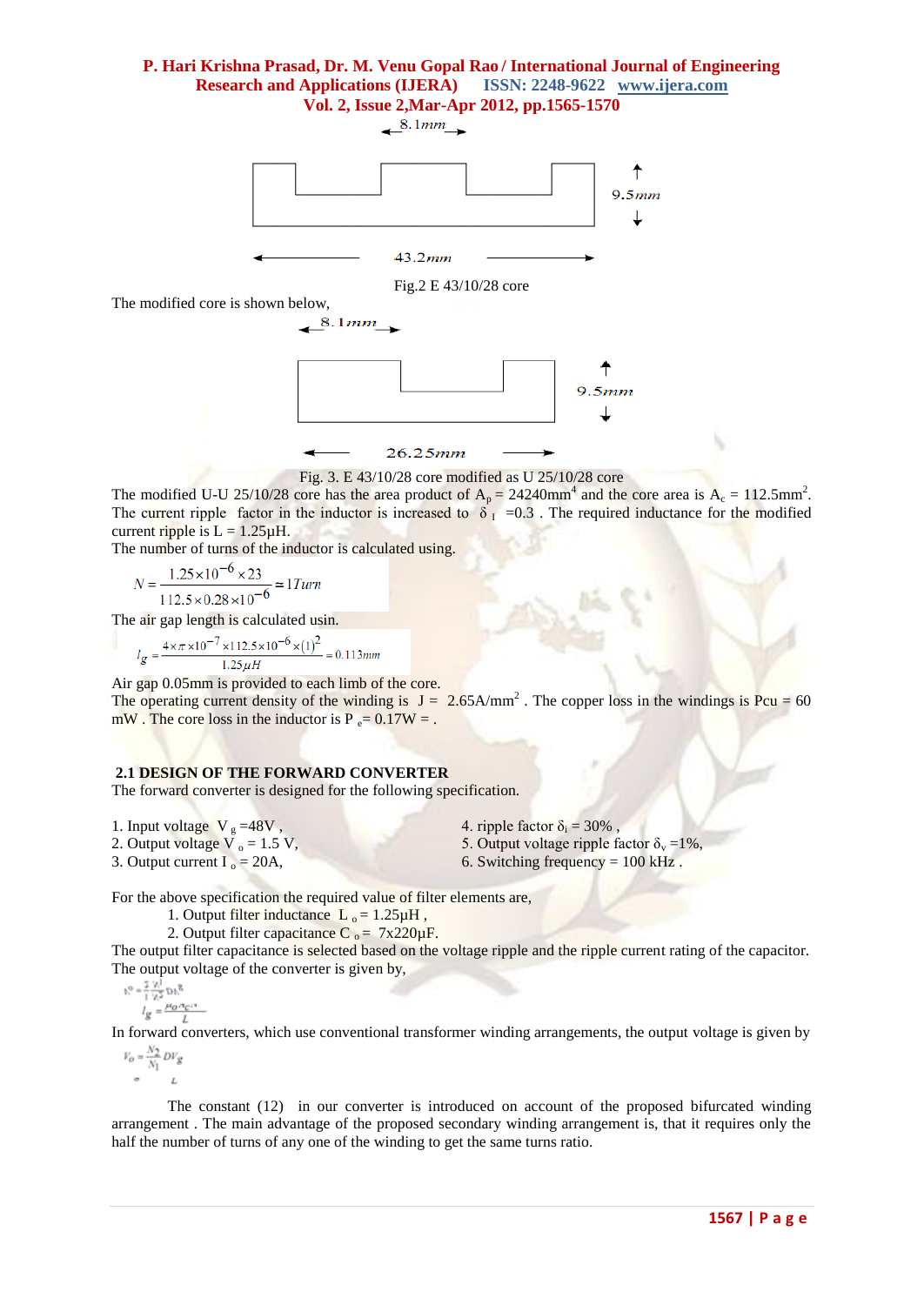Fig.2 E 43/10/28 core

The modified core is shown below,

Fig. 3. E 43/10/28 core modified as U 25/10/28 core

The modified U-U 25/10/28 core has the area product of $A_p$ = 24240mm$^4$ and the core area is $A_c$ = 112.5mm$^2$. The current ripple factor in the inductor is increased to $\delta_I$ =0.3 . The required inductance for the modified current ripple is L = 1.25μH.

The number of turns of the inductor is calculated using.

$$N = \frac{1.25\times10^{-6}\times23}{112.5\times0.28\times10^{-6}} = 1Turn$$

The air gap length is calculated usin.

$$l_g = \frac{4\times\pi\times10^{-7}\times112.5\times10^{-6}\times(1)^2}{1.25\mu H} = 0.113mm$$

Air gap 0.05mm is provided to each limb of the core.

The operating current density of the winding is J = 2.65A/mm$^2$ . The copper loss in the windings is Pcu = 60 mW . The core loss in the inductor is $P_e$= 0.17W = .

### 2.1 DESIGN OF THE FORWARD CONVERTER

The forward converter is designed for the following specification.

1. Input voltage $V_g$ =48V ,
2. Output voltage $V_o$ = 1.5 V,
3. Output current $I_o$ = 20A,
4. ripple factor $\delta_i$ = 30% ,
5. Output voltage ripple factor $\delta_v$ =1%,
6. Switching frequency = 100 kHz .

For the above specification the required value of filter elements are,

1. Output filter inductance $L_o$ = 1.25μH ,
2. Output filter capacitance $C_o$ = 7x220μF.

The output filter capacitance is selected based on the voltage ripple and the ripple current rating of the capacitor. The output voltage of the converter is given by,

$$l_g = \frac{\mu_0 \eta_c c}{L}$$

In forward converters, which use conventional transformer winding arrangements, the output voltage is given by

$$V_o = \frac{N_2}{N_1} D V_g$$

The constant (12) in our converter is introduced on account of the proposed bifurcated winding arrangement . The main advantage of the proposed secondary winding arrangement is, that it requires only the half the number of turns of any one of the winding to get the same turns ratio.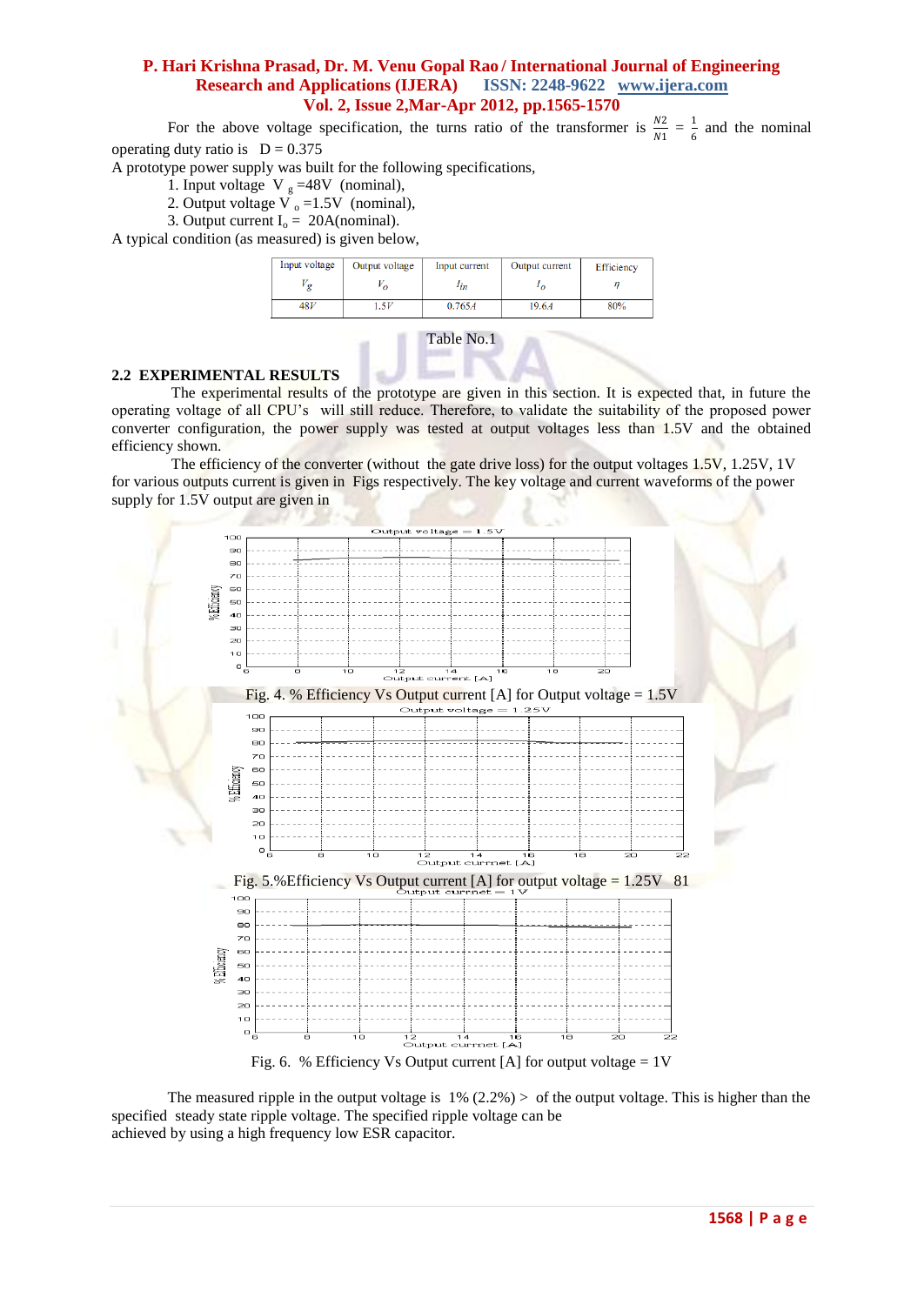For the above voltage specification, the turns ratio of the transformer is $\frac{N2}{N1} = \frac{1}{6}$ and the nominal operating duty ratio is $D = 0.375$

A prototype power supply was built for the following specifications,

1. Input voltage $V_g$ =48V (nominal),
2. Output voltage $V_o$ =1.5V (nominal),
3. Output current $I_o$ = 20A(nominal).

A typical condition (as measured) is given below,

| Input voltage $V_g$ | Output voltage $V_o$ | Input current $I_{in}$ | Output current $I_o$ | Efficiency $\eta$ |
|---|---|---|---|---|
| 48V | 1.5V | 0.765A | 19.6A | 80% |

Table No.1

## 2.2 EXPERIMENTAL RESULTS

The experimental results of the prototype are given in this section. It is expected that, in future the operating voltage of all CPU's will still reduce. Therefore, to validate the suitability of the proposed power converter configuration, the power supply was tested at output voltages less than 1.5V and the obtained efficiency shown.

The efficiency of the converter (without the gate drive loss) for the output voltages 1.5V, 1.25V, 1V for various outputs current is given in Figs respectively. The key voltage and current waveforms of the power supply for 1.5V output are given in

Fig. 4. % Efficiency Vs Output current [A] for Output voltage = 1.5V

Fig. 5.%Efficiency Vs Output current [A] for output voltage = 1.25V 81

Fig. 6. % Efficiency Vs Output current [A] for output voltage = 1V

The measured ripple in the output voltage is 1% (2.2%) > of the output voltage. This is higher than the specified steady state ripple voltage. The specified ripple voltage can be achieved by using a high frequency low ESR capacitor.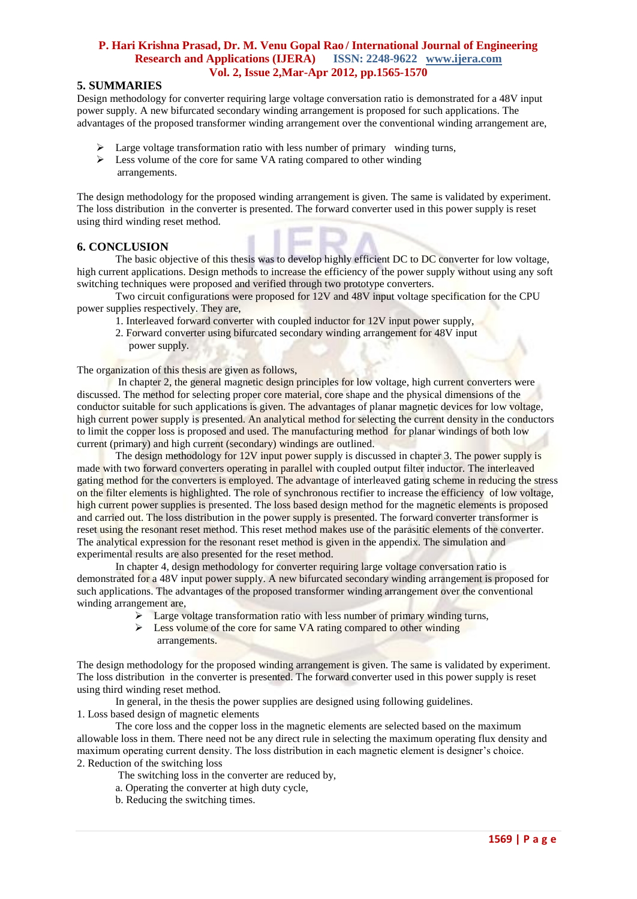## 5. SUMMARIES

Design methodology for converter requiring large voltage conversation ratio is demonstrated for a 48V input power supply. A new bifurcated secondary winding arrangement is proposed for such applications. The advantages of the proposed transformer winding arrangement over the conventional winding arrangement are,

- Large voltage transformation ratio with less number of primary winding turns,
- Less volume of the core for same VA rating compared to other winding arrangements.

The design methodology for the proposed winding arrangement is given. The same is validated by experiment. The loss distribution in the converter is presented. The forward converter used in this power supply is reset using third winding reset method.

## 6. CONCLUSION

The basic objective of this thesis was to develop highly efficient DC to DC converter for low voltage, high current applications. Design methods to increase the efficiency of the power supply without using any soft switching techniques were proposed and verified through two prototype converters.

Two circuit configurations were proposed for 12V and 48V input voltage specification for the CPU power supplies respectively. They are,

1. Interleaved forward converter with coupled inductor for 12V input power supply,
2. Forward converter using bifurcated secondary winding arrangement for 48V input power supply.

The organization of this thesis are given as follows,

In chapter 2, the general magnetic design principles for low voltage, high current converters were discussed. The method for selecting proper core material, core shape and the physical dimensions of the conductor suitable for such applications is given. The advantages of planar magnetic devices for low voltage, high current power supply is presented. An analytical method for selecting the current density in the conductors to limit the copper loss is proposed and used. The manufacturing method for planar windings of both low current (primary) and high current (secondary) windings are outlined.

The design methodology for 12V input power supply is discussed in chapter 3. The power supply is made with two forward converters operating in parallel with coupled output filter inductor. The interleaved gating method for the converters is employed. The advantage of interleaved gating scheme in reducing the stress on the filter elements is highlighted. The role of synchronous rectifier to increase the efficiency of low voltage, high current power supplies is presented. The loss based design method for the magnetic elements is proposed and carried out. The loss distribution in the power supply is presented. The forward converter transformer is reset using the resonant reset method. This reset method makes use of the parasitic elements of the converter. The analytical expression for the resonant reset method is given in the appendix. The simulation and experimental results are also presented for the reset method.

In chapter 4, design methodology for converter requiring large voltage conversation ratio is demonstrated for a 48V input power supply. A new bifurcated secondary winding arrangement is proposed for such applications. The advantages of the proposed transformer winding arrangement over the conventional winding arrangement are,

- Large voltage transformation ratio with less number of primary winding turns,
- Less volume of the core for same VA rating compared to other winding arrangements.

The design methodology for the proposed winding arrangement is given. The same is validated by experiment. The loss distribution in the converter is presented. The forward converter used in this power supply is reset using third winding reset method.

In general, in the thesis the power supplies are designed using following guidelines.

1. Loss based design of magnetic elements

The core loss and the copper loss in the magnetic elements are selected based on the maximum allowable loss in them. There need not be any direct rule in selecting the maximum operating flux density and maximum operating current density. The loss distribution in each magnetic element is designer's choice.

2. Reduction of the switching loss

The switching loss in the converter are reduced by,

a. Operating the converter at high duty cycle,
b. Reducing the switching times.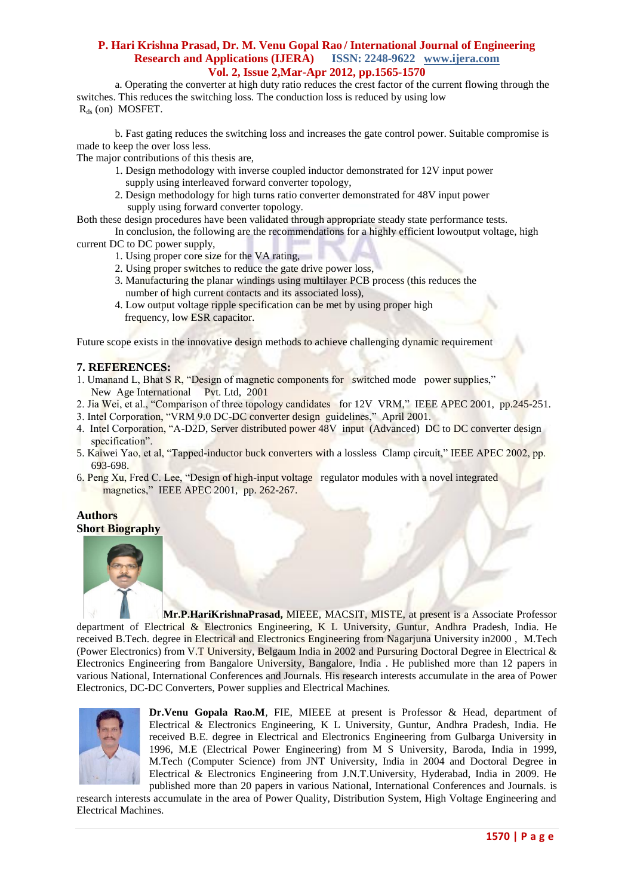a. Operating the converter at high duty ratio reduces the crest factor of the current flowing through the switches. This reduces the switching loss. The conduction loss is reduced by using low $R_{ds}$ (on) MOSFET.

b. Fast gating reduces the switching loss and increases the gate control power. Suitable compromise is made to keep the over loss less.

The major contributions of this thesis are,

1. Design methodology with inverse coupled inductor demonstrated for 12V input power supply using interleaved forward converter topology,
2. Design methodology for high turns ratio converter demonstrated for 48V input power supply using forward converter topology.

Both these design procedures have been validated through appropriate steady state performance tests.

In conclusion, the following are the recommendations for a highly efficient lowoutput voltage, high current DC to DC power supply,

1. Using proper core size for the VA rating,
2. Using proper switches to reduce the gate drive power loss,
3. Manufacturing the planar windings using multilayer PCB process (this reduces the number of high current contacts and its associated loss),
4. Low output voltage ripple specification can be met by using proper high frequency, low ESR capacitor.

Future scope exists in the innovative design methods to achieve challenging dynamic requirement

## 7. REFERENCES:

1. Umanand L, Bhat S R, "Design of magnetic components for switched mode power supplies," New Age International Pvt. Ltd, 2001
2. Jia Wei, et al., "Comparison of three topology candidates for 12V VRM," IEEE APEC 2001, pp.245-251.
3. Intel Corporation, "VRM 9.0 DC-DC converter design guidelines," April 2001.
4. Intel Corporation, "A-D2D, Server distributed power 48V input (Advanced) DC to DC converter design specification".
5. Kaiwei Yao, et al, "Tapped-inductor buck converters with a lossless Clamp circuit," IEEE APEC 2002, pp. 693-698.
6. Peng Xu, Fred C. Lee, "Design of high-input voltage regulator modules with a novel integrated magnetics," IEEE APEC 2001, pp. 262-267.

## Authors

## Short Biography

**Mr.P.HariKrishnaPrasad,** MIEEE, MACSIT, MISTE, at present is a Associate Professor department of Electrical & Electronics Engineering, K L University, Guntur, Andhra Pradesh, India. He received B.Tech. degree in Electrical and Electronics Engineering from Nagarjuna University in2000 , M.Tech (Power Electronics) from V.T University, Belgaum India in 2002 and Pursuring Doctoral Degree in Electrical & Electronics Engineering from Bangalore University, Bangalore, India . He published more than 12 papers in various National, International Conferences and Journals. His research interests accumulate in the area of Power Electronics, DC-DC Converters, Power supplies and Electrical Machines.

**Dr.Venu Gopala Rao.M**, FIE, MIEEE at present is Professor & Head, department of Electrical & Electronics Engineering, K L University, Guntur, Andhra Pradesh, India. He received B.E. degree in Electrical and Electronics Engineering from Gulbarga University in 1996, M.E (Electrical Power Engineering) from M S University, Baroda, India in 1999, M.Tech (Computer Science) from JNT University, India in 2004 and Doctoral Degree in Electrical & Electronics Engineering from J.N.T.University, Hyderabad, India in 2009. He published more than 20 papers in various National, International Conferences and Journals. is research interests accumulate in the area of Power Quality, Distribution System, High Voltage Engineering and Electrical Machines.